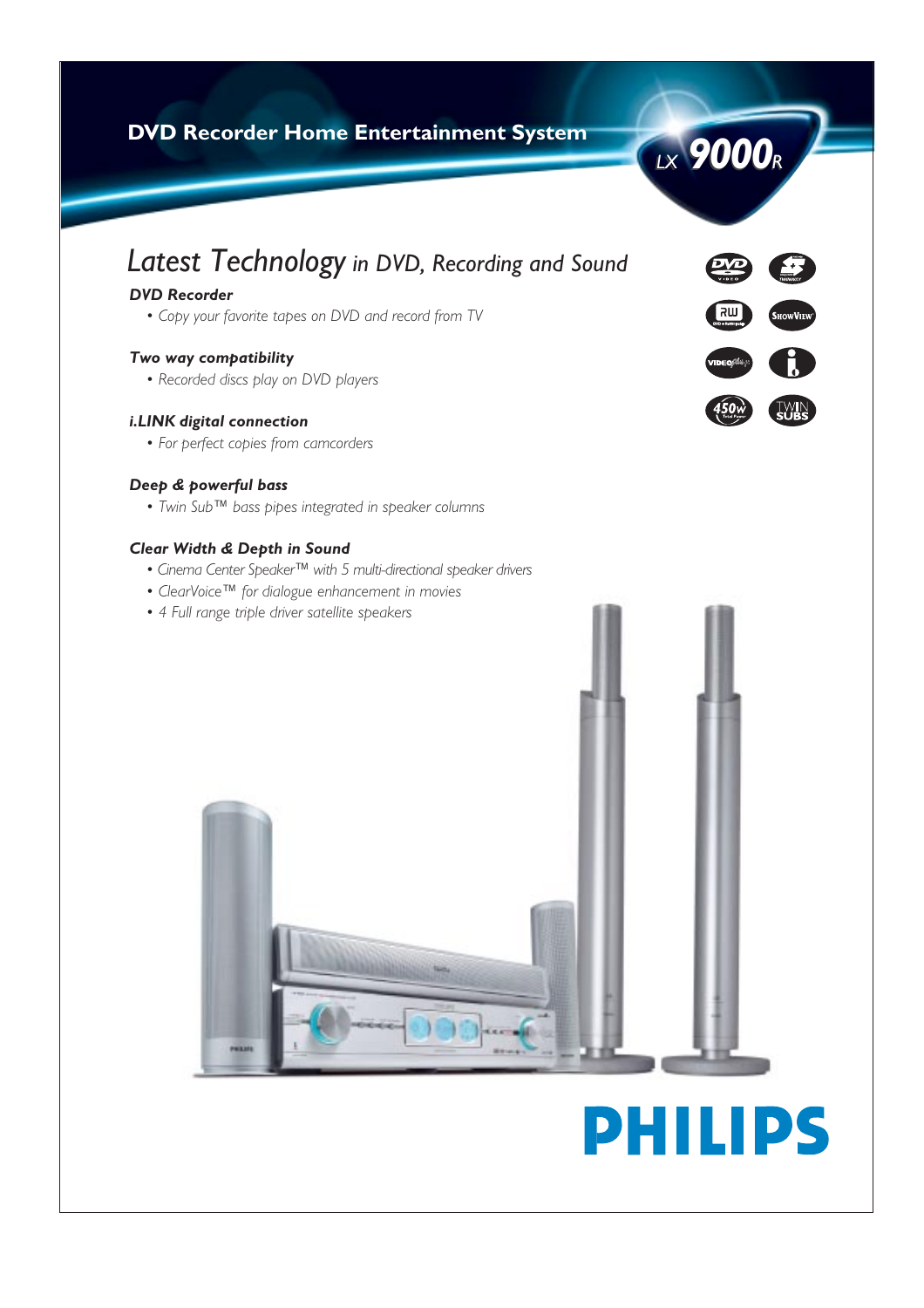# DVD Recorder Home Entertainment System

LX 9000R

## *Latest Technology in DVD, Recording and Sound*

### *DVD Recorder*
- *Copy your favorite tapes on DVD and record from TV*

### *Two way compatibility*
- *Recorded discs play on DVD players*

### *i.LINK digital connection*
- *For perfect copies from camcorders*

### *Deep & powerful bass*
- *Twin Sub™ bass pipes integrated in speaker columns*

### *Clear Width & Depth in Sound*
- *Cinema Center Speaker™ with 5 multi-directional speaker drivers*
- *ClearVoice™ for dialogue enhancement in movies*
- *4 Full range triple driver satellite speakers*

PHILIPS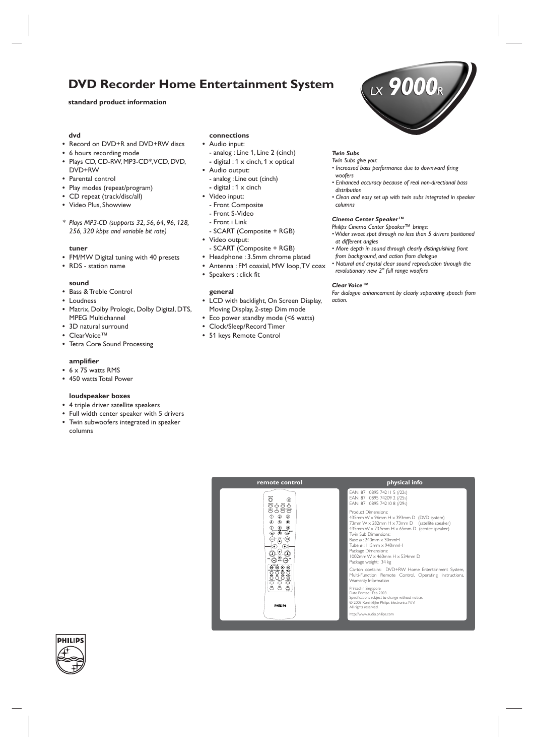# DVD Recorder Home Entertainment System

**standard product information**

LX 9000R

### dvd

- Record on DVD+R and DVD+RW discs
- 6 hours recording mode
- Plays CD, CD-RW, MP3-CD*, VCD, DVD, DVD+RW
- Parental control
- Play modes (repeat/program)
- CD repeat (track/disc/all)
- Video Plus, Showview

\* *Plays MP3-CD (supports 32, 56, 64, 96, 128, 256, 320 kbps and variable bit rate)*

### tuner

- FM/MW Digital tuning with 40 presets
- RDS - station name

### sound

- Bass & Treble Control
- Loudness
- Matrix, Dolby Prologic, Dolby Digital, DTS, MPEG Multichannel
- 3D natural surround
- ClearVoice™
- Tetra Core Sound Processing

### amplifier

- 6 x 75 watts RMS
- 450 watts Total Power

### loudspeaker boxes

- 4 triple driver satellite speakers
- Full width center speaker with 5 drivers
- Twin subwoofers integrated in speaker columns

### connections

- Audio input:
  - analog : Line 1, Line 2 (cinch)
  - digital : 1 x cinch, 1 x optical
- Audio output:
  - analog : Line out (cinch)
  - digital : 1 x cinch
- Video input:
  - Front Composite
  - Front S-Video
  - Front i Link
  - SCART (Composite + RGB)
- Video output:
  - SCART (Composite + RGB)
- Headphone : 3.5mm chrome plated
- Antenna : FM coaxial, MW loop, TV coax
- Speakers : click fit

### general

- LCD with backlight, On Screen Display, Moving Display, 2-step Dim mode
- Eco power standby mode (<6 watts)
- Clock/Sleep/Record Timer
- 51 keys Remote Control

***Twin Subs***

*Twin Subs give you:*

- *Increased bass performance due to downward firing woofers*
- *Enhanced accuracy because of real non-directional bass distribution*
- *Clean and easy set up with twin subs integrated in speaker columns*

***Cinema Center Speaker™***

*Philips Cinema Center Speaker™ brings:*

- *Wider sweet spot through no less than 5 drivers positioned at different angles*
- *More depth in sound through clearly distinguishing front from background, and action from dialogue*
- *Natural and crystal clear sound reproduction through the revolutionary new 2" full range woofers*

***Clear Voice™***

*For dialogue enhancement by clearly seperating speech from action.*

### remote control

PHILIPS

### physical info

EAN: 87 10895 74211 5 (/22S)
EAN: 87 10895 74209 2 (/25S)
EAN: 87 10895 74210 8 (/29S)

Product Dimensions:
435mm W x 96mm H x 393mm D (DVD system)
73mm W x 282mm H x 73mm D (satellite speaker)
435mm W x 73.5mm H x 65mm D (center speaker)
Twin Sub Dimensions:
Base ø : 240mm x 30mmH
Tube ø : 115mm x 940mmH
Package Dimensions:
1002mm W x 460mm H x 534mm D
Package weight: 34 kg

Carton contains: DVD+RW Home Entertainment System, Multi-Function Remote Control, Operating Instructions, Warranty Information

Printed in Singapore
Date Printed : Feb 2003
Specifications subject to change without notice.
© 2003 Koninklijke Philips Electronics N.V.
All rights reserved.

http://www.audio.philips.com

PHILIPS